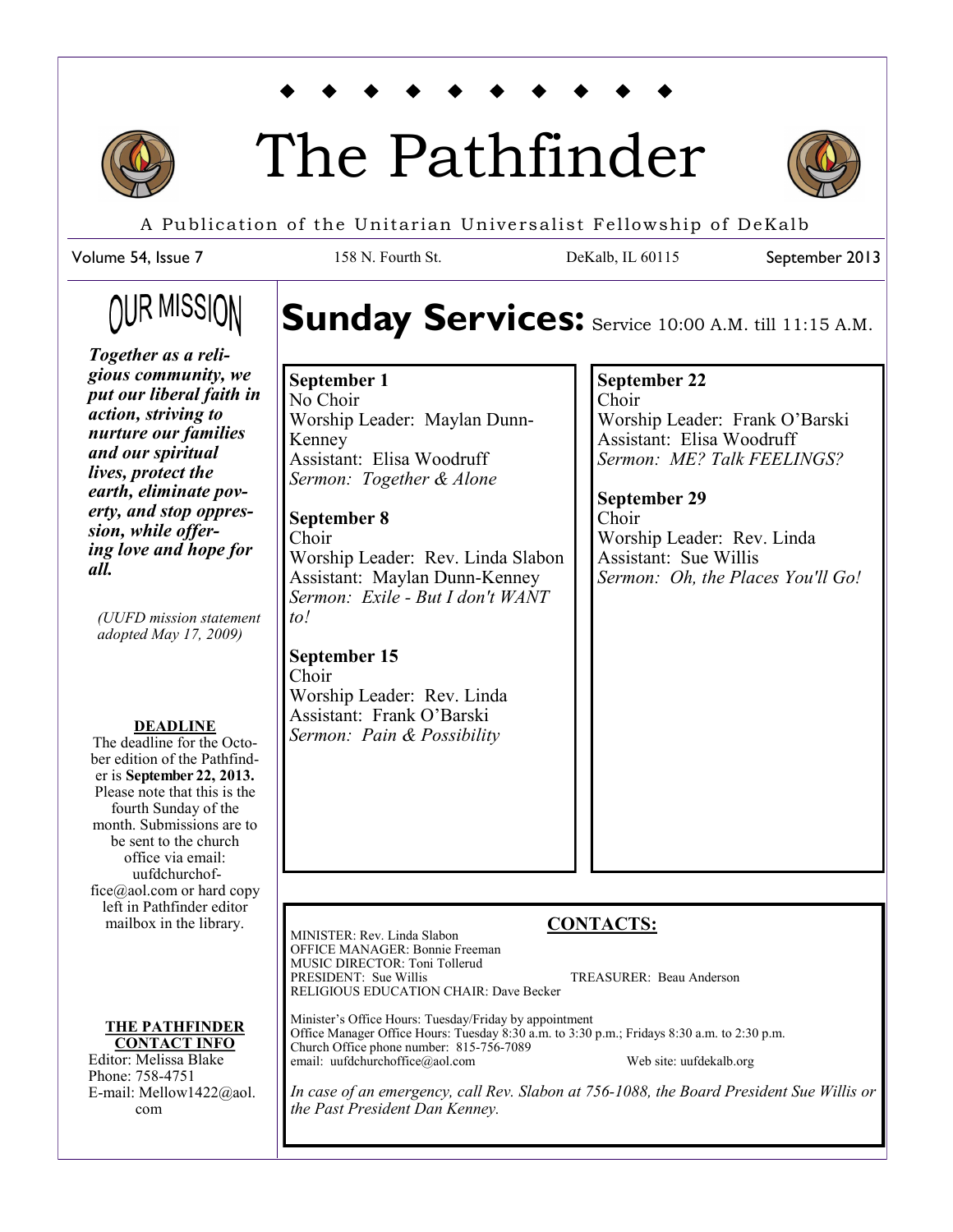# The Pathfinder

A Publication of the Unitarian Universalist Fellowship of DeKalb

Volume 54, Issue 7 | 158 N. Fourth St. | DeKalb, IL 60115 | September 2013

## OUR MISSION

***Together as a religious community, we put our liberal faith in action, striving to nurture our families and our spiritual lives, protect the earth, eliminate poverty, and stop oppression, while offering love and hope for all.***

*(UUFD mission statement adopted May 17, 2009)*

**DEADLINE**

The deadline for the October edition of the Pathfinder is **September 22, 2013.** Please note that this is the fourth Sunday of the month. Submissions are to be sent to the church office via email: uufdchurchoffice@aol.com or hard copy left in Pathfinder editor mailbox in the library.

**THE PATHFINDER CONTACT INFO**

Editor: Melissa Blake
Phone: 758-4751
E-mail: Mellow1422@aol.com

# Sunday Services: Service 10:00 A.M. till 11:15 A.M.

**September 1**
No Choir
Worship Leader: Maylan Dunn-Kenney
Assistant: Elisa Woodruff
*Sermon: Together & Alone*

**September 8**
Choir
Worship Leader: Rev. Linda Slabon
Assistant: Maylan Dunn-Kenney
*Sermon: Exile - But I don't WANT to!*

**September 15**
Choir
Worship Leader: Rev. Linda
Assistant: Frank O'Barski
*Sermon: Pain & Possibility*

**September 22**
Choir
Worship Leader: Frank O'Barski
Assistant: Elisa Woodruff
*Sermon: ME? Talk FEELINGS?*

**September 29**
Choir
Worship Leader: Rev. Linda
Assistant: Sue Willis
*Sermon: Oh, the Places You'll Go!*

## CONTACTS:

MINISTER: Rev. Linda Slabon
OFFICE MANAGER: Bonnie Freeman
MUSIC DIRECTOR: Toni Tollerud
PRESIDENT: Sue Willis
TREASURER: Beau Anderson
RELIGIOUS EDUCATION CHAIR: Dave Becker

Minister's Office Hours: Tuesday/Friday by appointment
Office Manager Office Hours: Tuesday 8:30 a.m. to 3:30 p.m.; Fridays 8:30 a.m. to 2:30 p.m.
Church Office phone number: 815-756-7089
email: uufdchurchoffice@aol.com
Web site: uufdekalb.org

*In case of an emergency, call Rev. Slabon at 756-1088, the Board President Sue Willis or the Past President Dan Kenney.*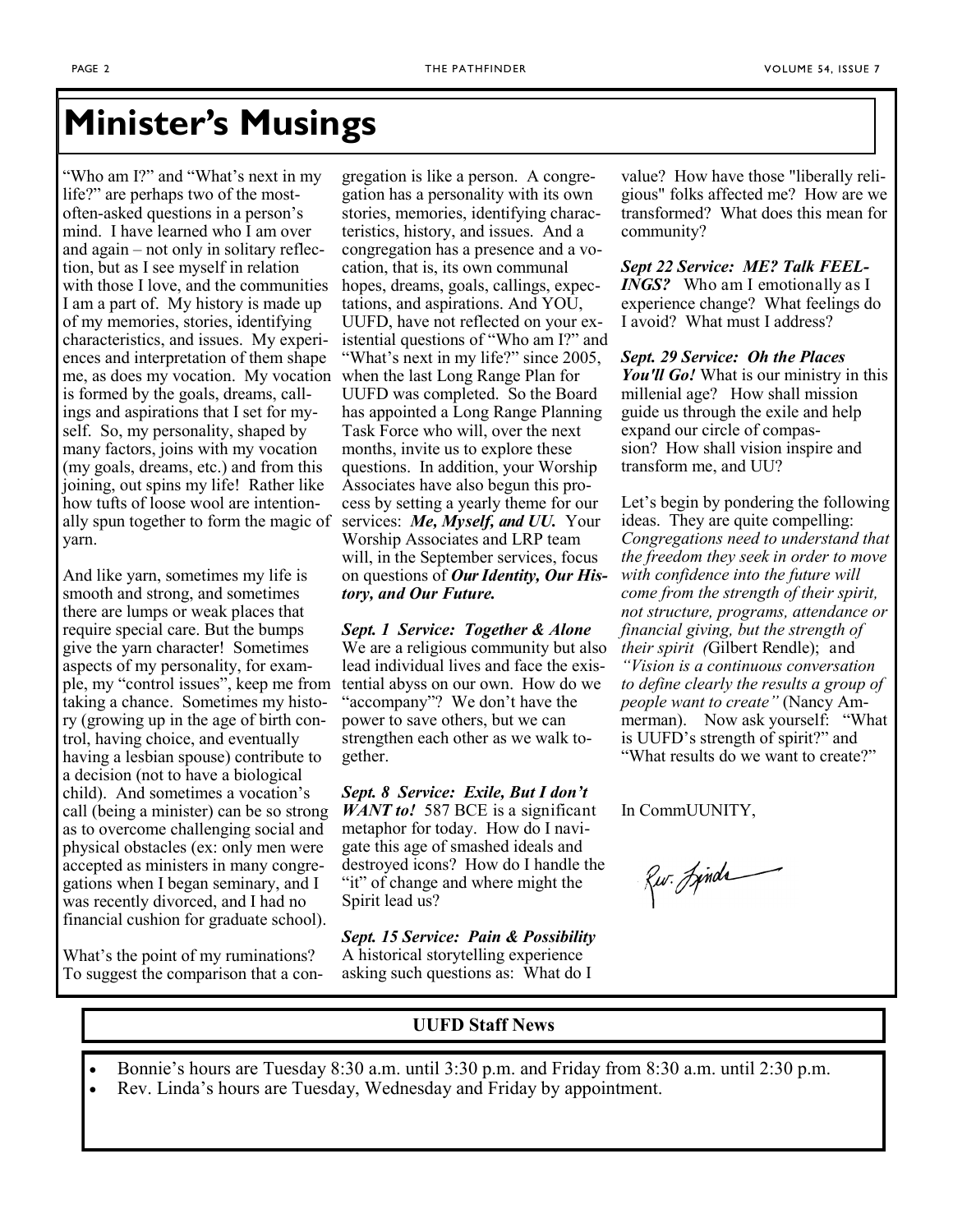# Minister's Musings

"Who am I?" and "What's next in my life?" are perhaps two of the most-often-asked questions in a person's mind. I have learned who I am over and over again – not only in solitary reflection, but as I see myself in relation with those I love, and the communities I am a part of. My history is made up of my memories, stories, identifying characteristics, and issues. My experiences and interpretation of them shape me, as does my vocation. My vocation is formed by the goals, dreams, callings and aspirations that I set for myself. So, my personality, shaped by many factors, joins with my vocation (my goals, dreams, etc.) and from this joining, out spins my life! Rather like how tufts of loose wool are intentionally spun together to form the magic of yarn.

And like yarn, sometimes my life is smooth and strong, and sometimes there are lumps or weak places that require special care. But the bumps give the yarn character! Sometimes aspects of my personality, for example, my "control issues", keep me from taking a chance. Sometimes my history (growing up in the age of birth control, having choice, and eventually having a lesbian spouse) contribute to a decision (not to have a biological child). And sometimes a vocation's call (being a minister) can be so strong as to overcome challenging social and physical obstacles (ex: only men were accepted as ministers in many congregations when I began seminary, and I was recently divorced, and I had no financial cushion for graduate school).

What's the point of my ruminations? To suggest the comparison that a congregation is like a person. A congregation has a personality with its own stories, memories, identifying characteristics, history, and issues. And a congregation has a presence and a vocation, that is, its own communal hopes, dreams, goals, callings, expectations, and aspirations. And YOU, UUFD, have not reflected on your existential questions of "Who am I?" and "What's next in my life?" since 2005, when the last Long Range Plan for UUFD was completed. So the Board has appointed a Long Range Planning Task Force who will, over the next months, invite us to explore these questions. In addition, your Worship Associates have also begun this process by setting a yearly theme for our services: ***Me, Myself, and UU.*** Your Worship Associates and LRP team will, in the September services, focus on questions of ***Our Identity, Our History, and Our Future.***

***Sept. 1 Service: Together & Alone*** We are a religious community but also lead individual lives and face the existential abyss on our own. How do we "accompany"? We don't have the power to save others, but we can strengthen each other as we walk together.

***Sept. 8 Service: Exile, But I don't WANT to!*** 587 BCE is a significant metaphor for today. How do I navigate this age of smashed ideals and destroyed icons? How do I handle the "it" of change and where might the Spirit lead us?

***Sept. 15 Service: Pain & Possibility*** A historical storytelling experience asking such questions as: What do I value? How have those "liberally religious" folks affected me? How are we transformed? What does this mean for community?

***Sept 22 Service: ME? Talk FEELINGS?*** Who am I emotionally as I experience change? What feelings do I avoid? What must I address?

***Sept. 29 Service: Oh the Places You'll Go!*** What is our ministry in this millenial age? How shall mission guide us through the exile and help expand our circle of compassion? How shall vision inspire and transform me, and UU?

Let's begin by pondering the following ideas. They are quite compelling: *Congregations need to understand that the freedom they seek in order to move with confidence into the future will come from the strength of their spirit, not structure, programs, attendance or financial giving, but the strength of their spirit (*Gilbert Rendle); and *"Vision is a continuous conversation to define clearly the results a group of people want to create"* (Nancy Ammerman). Now ask yourself: "What is UUFD's strength of spirit?" and "What results do we want to create?"

In CommUUNITY,

Rev. Linda

**UUFD Staff News**

- Bonnie's hours are Tuesday 8:30 a.m. until 3:30 p.m. and Friday from 8:30 a.m. until 2:30 p.m.
- Rev. Linda's hours are Tuesday, Wednesday and Friday by appointment.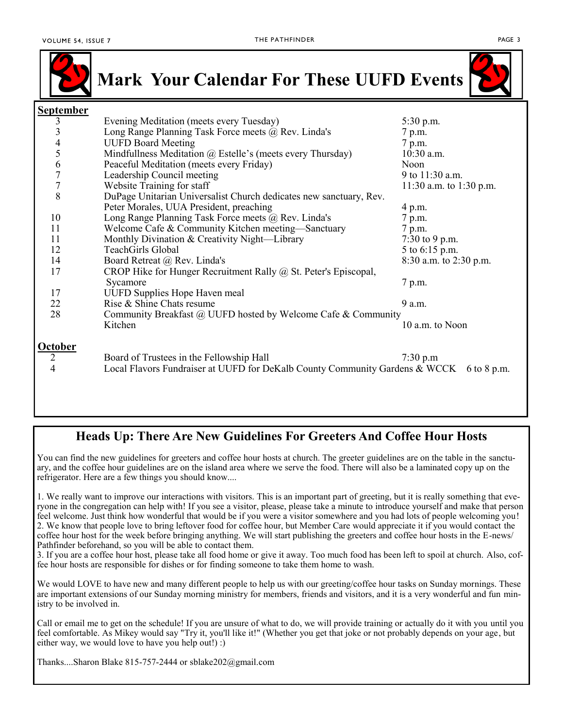# Mark Your Calendar For These UUFD Events

**September**

| Date | Event | Time |
|---|---|---|
| 3 | Evening Meditation (meets every Tuesday) | 5:30 p.m. |
| 3 | Long Range Planning Task Force meets @ Rev. Linda's | 7 p.m. |
| 4 | UUFD Board Meeting | 7 p.m. |
| 5 | Mindfullness Meditation @ Estelle's (meets every Thursday) | 10:30 a.m. |
| 6 | Peaceful Meditation (meets every Friday) | Noon |
| 7 | Leadership Council meeting | 9 to 11:30 a.m. |
| 7 | Website Training for staff | 11:30 a.m. to 1:30 p.m. |
| 8 | DuPage Unitarian Universalist Church dedicates new sanctuary, Rev. Peter Morales, UUA President, preaching | 4 p.m. |
| 10 | Long Range Planning Task Force meets @ Rev. Linda's | 7 p.m. |
| 11 | Welcome Cafe & Community Kitchen meeting—Sanctuary | 7 p.m. |
| 11 | Monthly Divination & Creativity Night—Library | 7:30 to 9 p.m. |
| 12 | TeachGirls Global | 5 to 6:15 p.m. |
| 14 | Board Retreat @ Rev. Linda's | 8:30 a.m. to 2:30 p.m. |
| 17 | CROP Hike for Hunger Recruitment Rally @ St. Peter's Episcopal, Sycamore | 7 p.m. |
| 17 | UUFD Supplies Hope Haven meal | |
| 22 | Rise & Shine Chats resume | 9 a.m. |
| 28 | Community Breakfast @ UUFD hosted by Welcome Cafe & Community Kitchen | 10 a.m. to Noon |

**October**

| Date | Event | Time |
|---|---|---|
| 2 | Board of Trustees in the Fellowship Hall | 7:30 p.m |
| 4 | Local Flavors Fundraiser at UUFD for DeKalb County Community Gardens & WCCK | 6 to 8 p.m. |

## Heads Up: There Are New Guidelines For Greeters And Coffee Hour Hosts

You can find the new guidelines for greeters and coffee hour hosts at church. The greeter guidelines are on the table in the sanctuary, and the coffee hour guidelines are on the island area where we serve the food. There will also be a laminated copy up on the refrigerator. Here are a few things you should know....

1. We really want to improve our interactions with visitors. This is an important part of greeting, but it is really something that everyone in the congregation can help with! If you see a visitor, please, please take a minute to introduce yourself and make that person feel welcome. Just think how wonderful that would be if you were a visitor somewhere and you had lots of people welcoming you!
2. We know that people love to bring leftover food for coffee hour, but Member Care would appreciate it if you would contact the coffee hour host for the week before bringing anything. We will start publishing the greeters and coffee hour hosts in the E-news/Pathfinder beforehand, so you will be able to contact them.
3. If you are a coffee hour host, please take all food home or give it away. Too much food has been left to spoil at church. Also, coffee hour hosts are responsible for dishes or for finding someone to take them home to wash.

We would LOVE to have new and many different people to help us with our greeting/coffee hour tasks on Sunday mornings. These are important extensions of our Sunday morning ministry for members, friends and visitors, and it is a very wonderful and fun ministry to be involved in.

Call or email me to get on the schedule! If you are unsure of what to do, we will provide training or actually do it with you until you feel comfortable. As Mikey would say "Try it, you'll like it!" (Whether you get that joke or not probably depends on your age, but either way, we would love to have you help out!) :)

Thanks....Sharon Blake 815-757-2444 or sblake202@gmail.com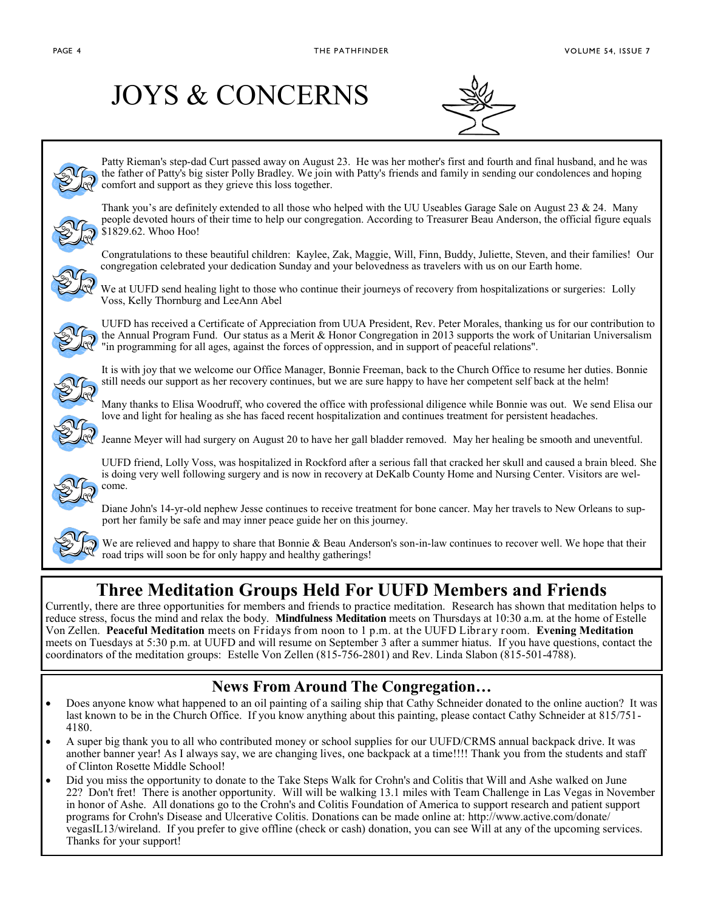# JOYS & CONCERNS

Patty Rieman's step-dad Curt passed away on August 23. He was her mother's first and fourth and final husband, and he was the father of Patty's big sister Polly Bradley. We join with Patty's friends and family in sending our condolences and hoping comfort and support as they grieve this loss together.

Thank you's are definitely extended to all those who helped with the UU Useables Garage Sale on August 23 & 24. Many people devoted hours of their time to help our congregation. According to Treasurer Beau Anderson, the official figure equals $1829.62. Whoo Hoo!

Congratulations to these beautiful children: Kaylee, Zak, Maggie, Will, Finn, Buddy, Juliette, Steven, and their families! Our congregation celebrated your dedication Sunday and your belovedness as travelers with us on our Earth home.

We at UUFD send healing light to those who continue their journeys of recovery from hospitalizations or surgeries: Lolly Voss, Kelly Thornburg and LeeAnn Abel

UUFD has received a Certificate of Appreciation from UUA President, Rev. Peter Morales, thanking us for our contribution to the Annual Program Fund. Our status as a Merit & Honor Congregation in 2013 supports the work of Unitarian Universalism "in programming for all ages, against the forces of oppression, and in support of peaceful relations".

It is with joy that we welcome our Office Manager, Bonnie Freeman, back to the Church Office to resume her duties. Bonnie still needs our support as her recovery continues, but we are sure happy to have her competent self back at the helm!

Many thanks to Elisa Woodruff, who covered the office with professional diligence while Bonnie was out. We send Elisa our love and light for healing as she has faced recent hospitalization and continues treatment for persistent headaches.

Jeanne Meyer will had surgery on August 20 to have her gall bladder removed. May her healing be smooth and uneventful.

UUFD friend, Lolly Voss, was hospitalized in Rockford after a serious fall that cracked her skull and caused a brain bleed. She is doing very well following surgery and is now in recovery at DeKalb County Home and Nursing Center. Visitors are welcome.

Diane John's 14-yr-old nephew Jesse continues to receive treatment for bone cancer. May her travels to New Orleans to support her family be safe and may inner peace guide her on this journey.

We are relieved and happy to share that Bonnie & Beau Anderson's son-in-law continues to recover well. We hope that their road trips will soon be for only happy and healthy gatherings!

## Three Meditation Groups Held For UUFD Members and Friends

Currently, there are three opportunities for members and friends to practice meditation. Research has shown that meditation helps to reduce stress, focus the mind and relax the body. **Mindfulness Meditation** meets on Thursdays at 10:30 a.m. at the home of Estelle Von Zellen. **Peaceful Meditation** meets on Fridays from noon to 1 p.m. at the UUFD Library room. **Evening Meditation** meets on Tuesdays at 5:30 p.m. at UUFD and will resume on September 3 after a summer hiatus. If you have questions, contact the coordinators of the meditation groups: Estelle Von Zellen (815-756-2801) and Rev. Linda Slabon (815-501-4788).

## News From Around The Congregation…

- Does anyone know what happened to an oil painting of a sailing ship that Cathy Schneider donated to the online auction? It was last known to be in the Church Office. If you know anything about this painting, please contact Cathy Schneider at 815/751-4180.
- A super big thank you to all who contributed money or school supplies for our UUFD/CRMS annual backpack drive. It was another banner year! As I always say, we are changing lives, one backpack at a time!!!! Thank you from the students and staff of Clinton Rosette Middle School!
- Did you miss the opportunity to donate to the Take Steps Walk for Crohn's and Colitis that Will and Ashe walked on June 22? Don't fret! There is another opportunity. Will will be walking 13.1 miles with Team Challenge in Las Vegas in November in honor of Ashe. All donations go to the Crohn's and Colitis Foundation of America to support research and patient support programs for Crohn's Disease and Ulcerative Colitis. Donations can be made online at: http://www.active.com/donate/vegasIL13/wireland. If you prefer to give offline (check or cash) donation, you can see Will at any of the upcoming services. Thanks for your support!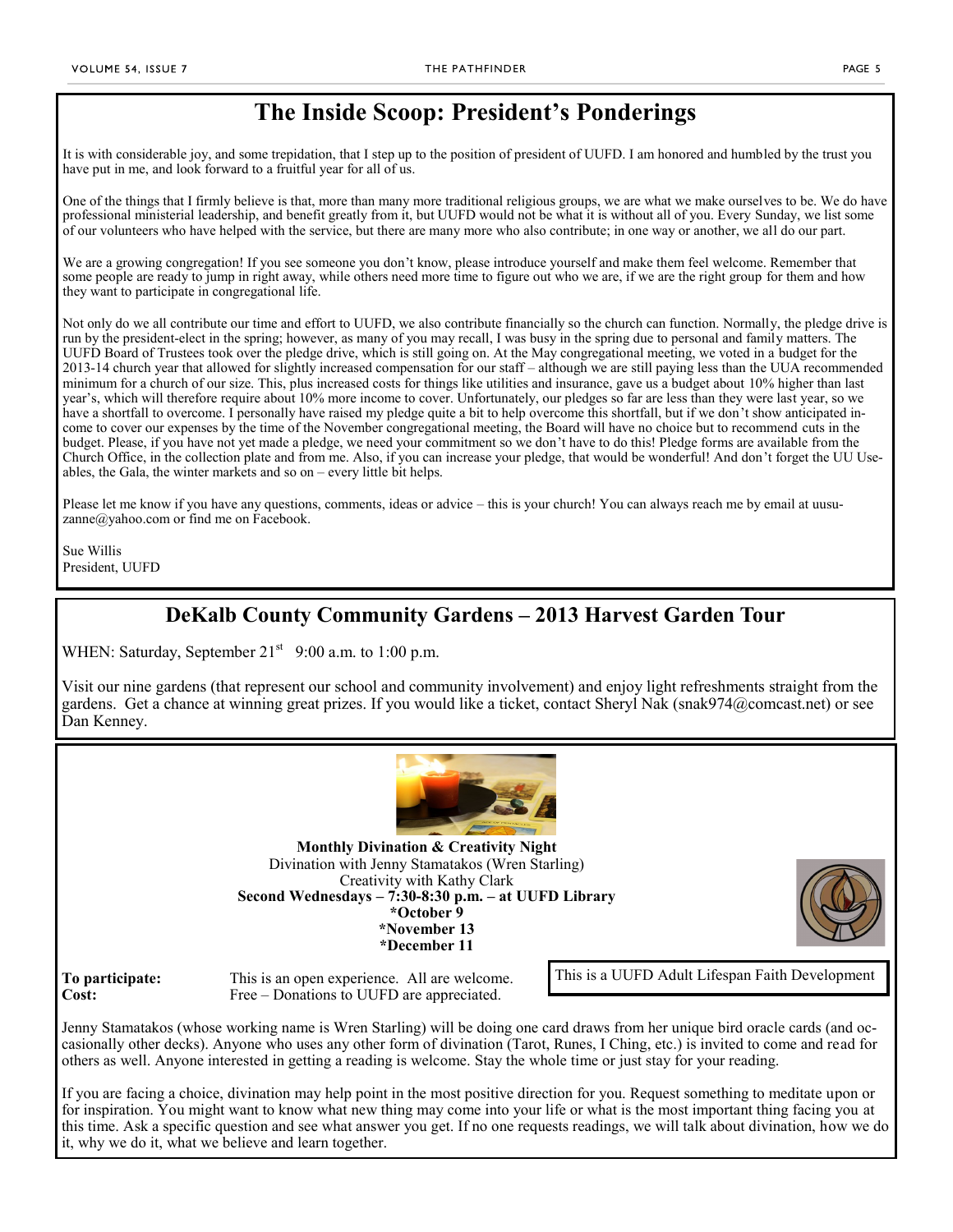# The Inside Scoop: President's Ponderings

It is with considerable joy, and some trepidation, that I step up to the position of president of UUFD. I am honored and humbled by the trust you have put in me, and look forward to a fruitful year for all of us.

One of the things that I firmly believe is that, more than many more traditional religious groups, we are what we make ourselves to be. We do have professional ministerial leadership, and benefit greatly from it, but UUFD would not be what it is without all of you. Every Sunday, we list some of our volunteers who have helped with the service, but there are many more who also contribute; in one way or another, we all do our part.

We are a growing congregation! If you see someone you don't know, please introduce yourself and make them feel welcome. Remember that some people are ready to jump in right away, while others need more time to figure out who we are, if we are the right group for them and how they want to participate in congregational life.

Not only do we all contribute our time and effort to UUFD, we also contribute financially so the church can function. Normally, the pledge drive is run by the president-elect in the spring; however, as many of you may recall, I was busy in the spring due to personal and family matters. The UUFD Board of Trustees took over the pledge drive, which is still going on. At the May congregational meeting, we voted in a budget for the 2013-14 church year that allowed for slightly increased compensation for our staff – although we are still paying less than the UUA recommended minimum for a church of our size. This, plus increased costs for things like utilities and insurance, gave us a budget about 10% higher than last year's, which will therefore require about 10% more income to cover. Unfortunately, our pledges so far are less than they were last year, so we have a shortfall to overcome. I personally have raised my pledge quite a bit to help overcome this shortfall, but if we don't show anticipated income to cover our expenses by the time of the November congregational meeting, the Board will have no choice but to recommend cuts in the budget. Please, if you have not yet made a pledge, we need your commitment so we don't have to do this! Pledge forms are available from the Church Office, in the collection plate and from me. Also, if you can increase your pledge, that would be wonderful! And don't forget the UU Useables, the Gala, the winter markets and so on – every little bit helps.

Please let me know if you have any questions, comments, ideas or advice – this is your church! You can always reach me by email at uusuzanne@yahoo.com or find me on Facebook.

Sue Willis
President, UUFD

## DeKalb County Community Gardens – 2013 Harvest Garden Tour

WHEN: Saturday, September 21st 9:00 a.m. to 1:00 p.m.

Visit our nine gardens (that represent our school and community involvement) and enjoy light refreshments straight from the gardens. Get a chance at winning great prizes. If you would like a ticket, contact Sheryl Nak (snak974@comcast.net) or see Dan Kenney.

**Monthly Divination & Creativity Night**
Divination with Jenny Stamatakos (Wren Starling)
Creativity with Kathy Clark
**Second Wednesdays – 7:30-8:30 p.m. – at UUFD Library**
**\*October 9**
**\*November 13**
**\*December 11**

**To participate:** This is an open experience. All are welcome.
**Cost:** Free – Donations to UUFD are appreciated.

This is a UUFD Adult Lifespan Faith Development

Jenny Stamatakos (whose working name is Wren Starling) will be doing one card draws from her unique bird oracle cards (and occasionally other decks). Anyone who uses any other form of divination (Tarot, Runes, I Ching, etc.) is invited to come and read for others as well. Anyone interested in getting a reading is welcome. Stay the whole time or just stay for your reading.

If you are facing a choice, divination may help point in the most positive direction for you. Request something to meditate upon or for inspiration. You might want to know what new thing may come into your life or what is the most important thing facing you at this time. Ask a specific question and see what answer you get. If no one requests readings, we will talk about divination, how we do it, why we do it, what we believe and learn together.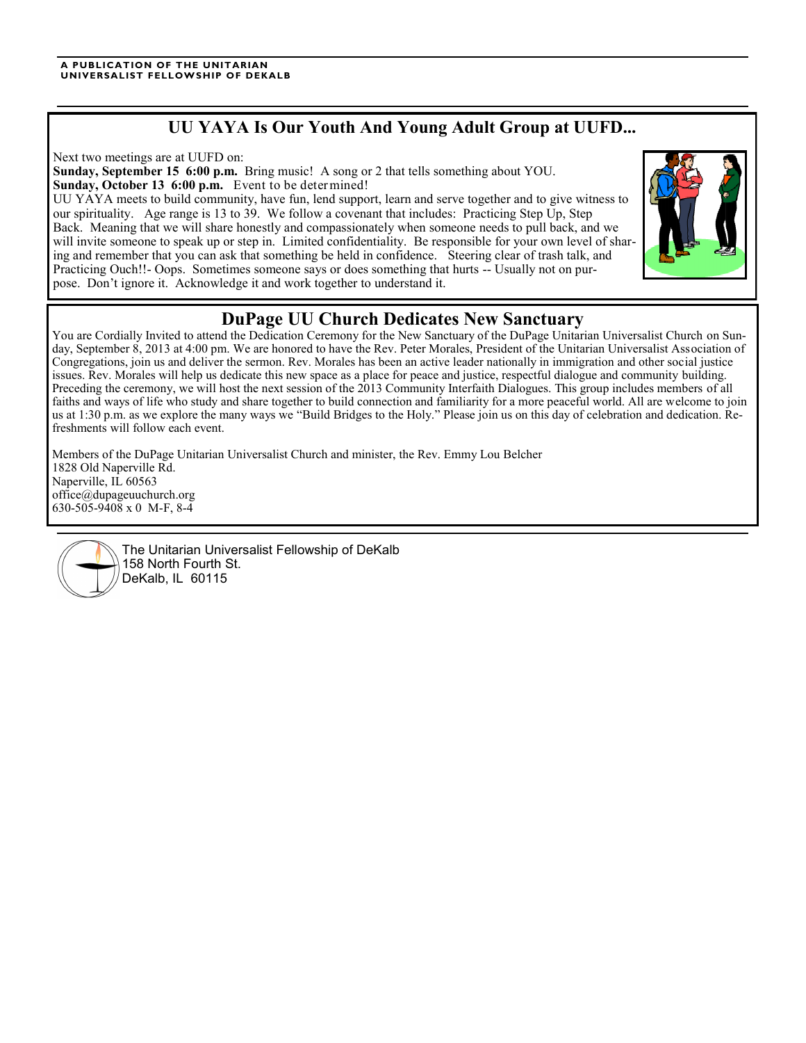## UU YAYA Is Our Youth And Young Adult Group at UUFD...

Next two meetings are at UUFD on:

**Sunday, September 15 6:00 p.m.** Bring music! A song or 2 that tells something about YOU.

**Sunday, October 13 6:00 p.m.** Event to be determined!

UU YAYA meets to build community, have fun, lend support, learn and serve together and to give witness to our spirituality. Age range is 13 to 39. We follow a covenant that includes: Practicing Step Up, Step Back. Meaning that we will share honestly and compassionately when someone needs to pull back, and we will invite someone to speak up or step in. Limited confidentiality. Be responsible for your own level of sharing and remember that you can ask that something be held in confidence. Steering clear of trash talk, and Practicing Ouch!!- Oops. Sometimes someone says or does something that hurts -- Usually not on purpose. Don't ignore it. Acknowledge it and work together to understand it.

## DuPage UU Church Dedicates New Sanctuary

You are Cordially Invited to attend the Dedication Ceremony for the New Sanctuary of the DuPage Unitarian Universalist Church on Sunday, September 8, 2013 at 4:00 pm. We are honored to have the Rev. Peter Morales, President of the Unitarian Universalist Association of Congregations, join us and deliver the sermon. Rev. Morales has been an active leader nationally in immigration and other social justice issues. Rev. Morales will help us dedicate this new space as a place for peace and justice, respectful dialogue and community building. Preceding the ceremony, we will host the next session of the 2013 Community Interfaith Dialogues. This group includes members of all faiths and ways of life who study and share together to build connection and familiarity for a more peaceful world. All are welcome to join us at 1:30 p.m. as we explore the many ways we "Build Bridges to the Holy." Please join us on this day of celebration and dedication. Refreshments will follow each event.

Members of the DuPage Unitarian Universalist Church and minister, the Rev. Emmy Lou Belcher
1828 Old Naperville Rd.
Naperville, IL 60563
office@dupageuuchurch.org
630-505-9408 x 0 M-F, 8-4

The Unitarian Universalist Fellowship of DeKalb
158 North Fourth St.
DeKalb, IL 60115